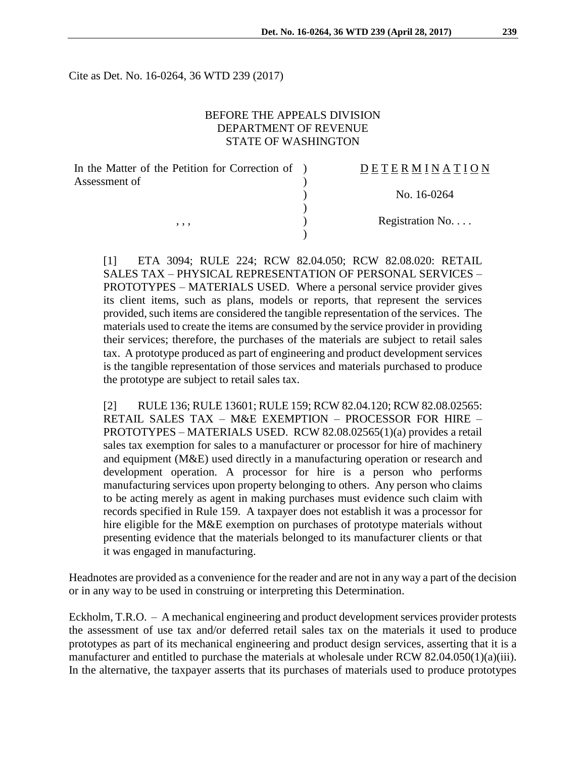Cite as Det. No. 16-0264, 36 WTD 239 (2017)

BEFORE THE APPEALS DIVISION
DEPARTMENT OF REVENUE
STATE OF WASHINGTON

| | |
|---|---|
| In the Matter of the Petition for Correction of Assessment of | DETERMINATION |
| | No. 16-0264 |
| , , , | Registration No. . . . |

[1] ETA 3094; RULE 224; RCW 82.04.050; RCW 82.08.020: RETAIL SALES TAX – PHYSICAL REPRESENTATION OF PERSONAL SERVICES – PROTOTYPES – MATERIALS USED. Where a personal service provider gives its client items, such as plans, models or reports, that represent the services provided, such items are considered the tangible representation of the services. The materials used to create the items are consumed by the service provider in providing their services; therefore, the purchases of the materials are subject to retail sales tax. A prototype produced as part of engineering and product development services is the tangible representation of those services and materials purchased to produce the prototype are subject to retail sales tax.

[2] RULE 136; RULE 13601; RULE 159; RCW 82.04.120; RCW 82.08.02565: RETAIL SALES TAX – M&E EXEMPTION – PROCESSOR FOR HIRE – PROTOTYPES – MATERIALS USED. RCW 82.08.02565(1)(a) provides a retail sales tax exemption for sales to a manufacturer or processor for hire of machinery and equipment (M&E) used directly in a manufacturing operation or research and development operation. A processor for hire is a person who performs manufacturing services upon property belonging to others. Any person who claims to be acting merely as agent in making purchases must evidence such claim with records specified in Rule 159. A taxpayer does not establish it was a processor for hire eligible for the M&E exemption on purchases of prototype materials without presenting evidence that the materials belonged to its manufacturer clients or that it was engaged in manufacturing.

Headnotes are provided as a convenience for the reader and are not in any way a part of the decision or in any way to be used in construing or interpreting this Determination.

Eckholm, T.R.O. – A mechanical engineering and product development services provider protests the assessment of use tax and/or deferred retail sales tax on the materials it used to produce prototypes as part of its mechanical engineering and product design services, asserting that it is a manufacturer and entitled to purchase the materials at wholesale under RCW 82.04.050(1)(a)(iii). In the alternative, the taxpayer asserts that its purchases of materials used to produce prototypes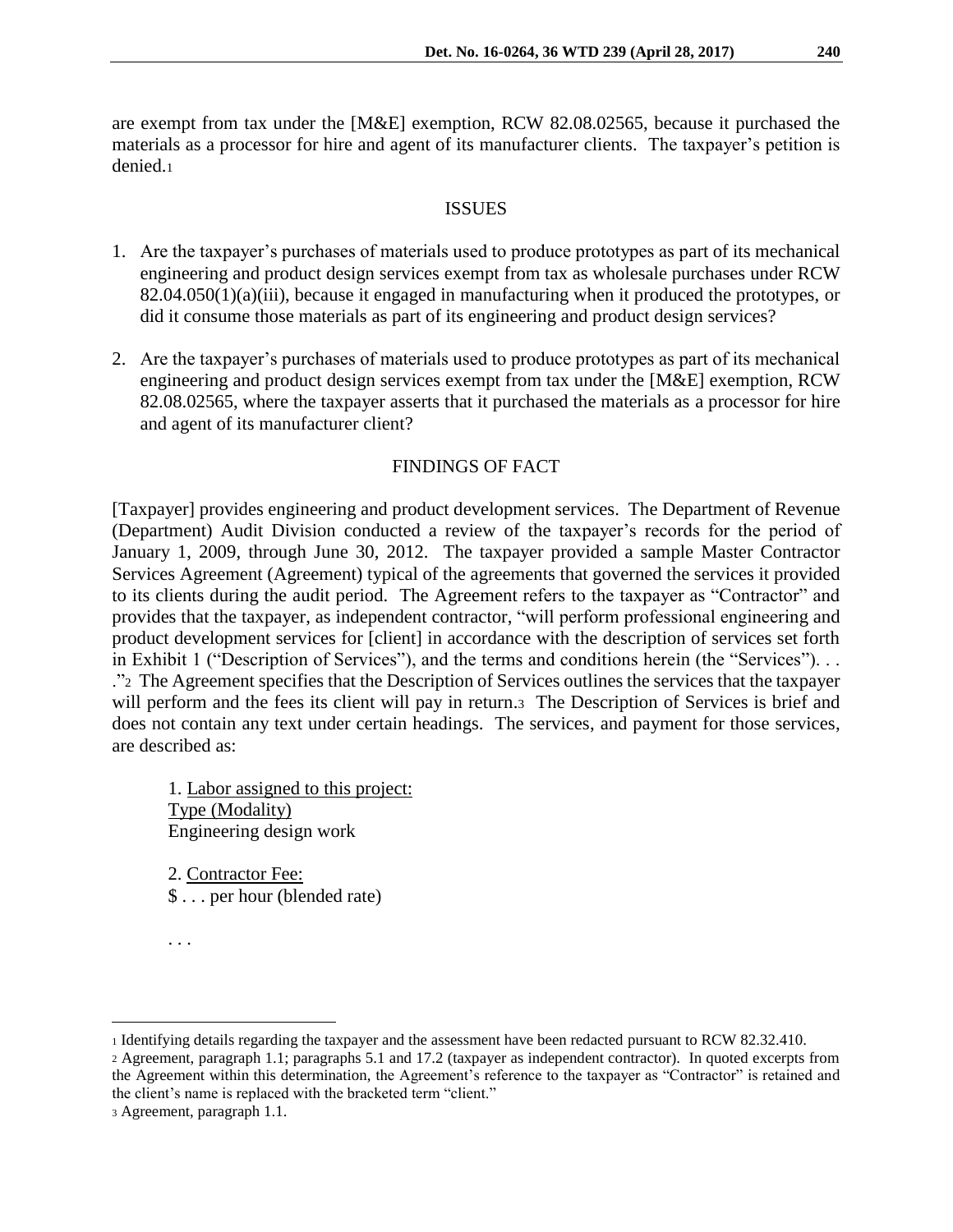are exempt from tax under the [M&E] exemption, RCW 82.08.02565, because it purchased the materials as a processor for hire and agent of its manufacturer clients. The taxpayer's petition is denied.[1]

## ISSUES

1. Are the taxpayer's purchases of materials used to produce prototypes as part of its mechanical engineering and product design services exempt from tax as wholesale purchases under RCW 82.04.050(1)(a)(iii), because it engaged in manufacturing when it produced the prototypes, or did it consume those materials as part of its engineering and product design services?

2. Are the taxpayer's purchases of materials used to produce prototypes as part of its mechanical engineering and product design services exempt from tax under the [M&E] exemption, RCW 82.08.02565, where the taxpayer asserts that it purchased the materials as a processor for hire and agent of its manufacturer client?

## FINDINGS OF FACT

[Taxpayer] provides engineering and product development services. The Department of Revenue (Department) Audit Division conducted a review of the taxpayer's records for the period of January 1, 2009, through June 30, 2012. The taxpayer provided a sample Master Contractor Services Agreement (Agreement) typical of the agreements that governed the services it provided to its clients during the audit period. The Agreement refers to the taxpayer as "Contractor" and provides that the taxpayer, as independent contractor, "will perform professional engineering and product development services for [client] in accordance with the description of services set forth in Exhibit 1 ("Description of Services"), and the terms and conditions herein (the "Services"). . . ."[2] The Agreement specifies that the Description of Services outlines the services that the taxpayer will perform and the fees its client will pay in return.[3] The Description of Services is brief and does not contain any text under certain headings. The services, and payment for those services, are described as:

> 1. <u>Labor assigned to this project:</u>
> <u>Type (Modality)</u>
> Engineering design work
>
> 2. <u>Contractor Fee:</u>
> $ . . . per hour (blended rate)
>
> . . .

---

[1] Identifying details regarding the taxpayer and the assessment have been redacted pursuant to RCW 82.32.410.

[2] Agreement, paragraph 1.1; paragraphs 5.1 and 17.2 (taxpayer as independent contractor). In quoted excerpts from the Agreement within this determination, the Agreement's reference to the taxpayer as "Contractor" is retained and the client's name is replaced with the bracketed term "client."

[3] Agreement, paragraph 1.1.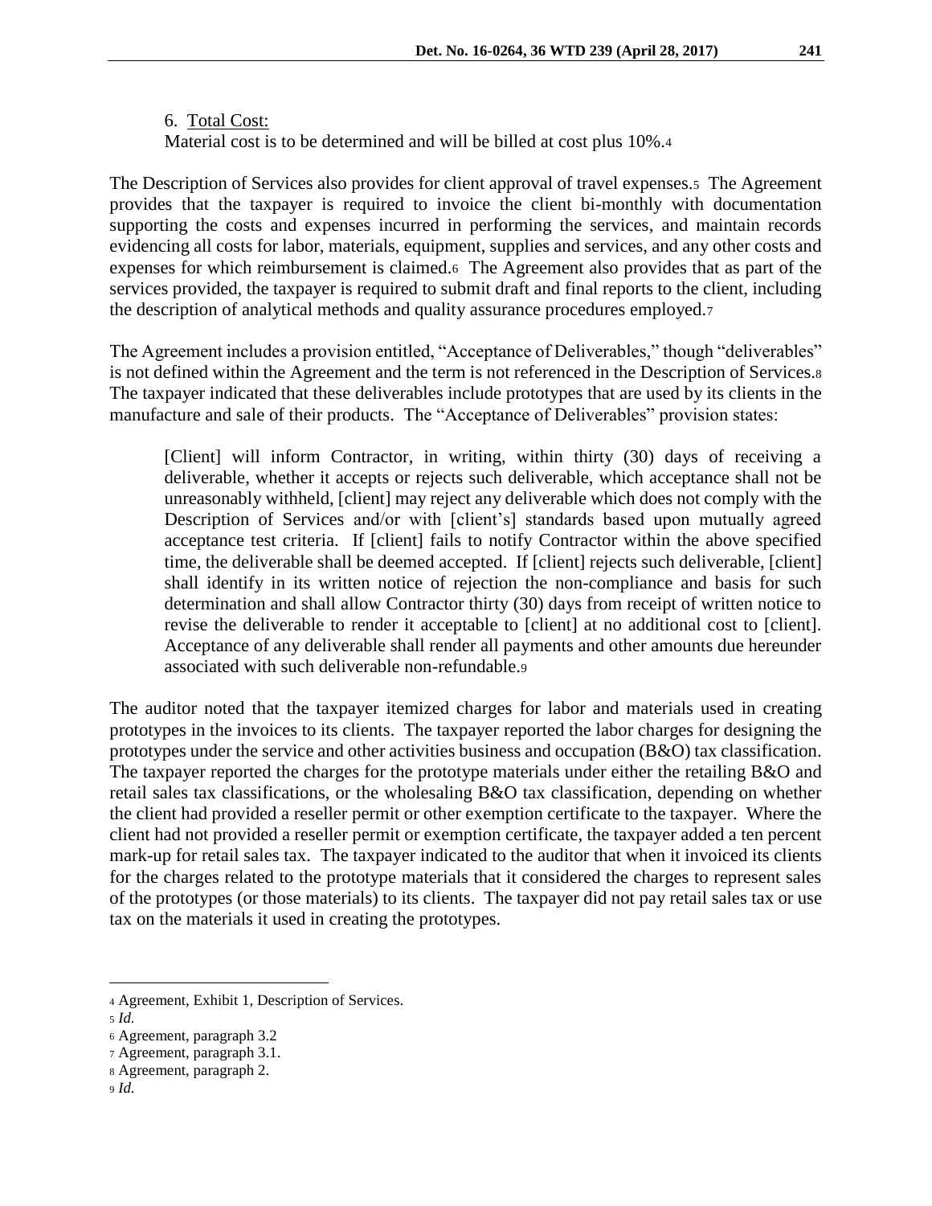6. Total Cost:
Material cost is to be determined and will be billed at cost plus 10%.[4]

The Description of Services also provides for client approval of travel expenses.[5] The Agreement provides that the taxpayer is required to invoice the client bi-monthly with documentation supporting the costs and expenses incurred in performing the services, and maintain records evidencing all costs for labor, materials, equipment, supplies and services, and any other costs and expenses for which reimbursement is claimed.[6] The Agreement also provides that as part of the services provided, the taxpayer is required to submit draft and final reports to the client, including the description of analytical methods and quality assurance procedures employed.[7]

The Agreement includes a provision entitled, "Acceptance of Deliverables," though "deliverables" is not defined within the Agreement and the term is not referenced in the Description of Services.[8] The taxpayer indicated that these deliverables include prototypes that are used by its clients in the manufacture and sale of their products. The "Acceptance of Deliverables" provision states:

> [Client] will inform Contractor, in writing, within thirty (30) days of receiving a deliverable, whether it accepts or rejects such deliverable, which acceptance shall not be unreasonably withheld, [client] may reject any deliverable which does not comply with the Description of Services and/or with [client's] standards based upon mutually agreed acceptance test criteria. If [client] fails to notify Contractor within the above specified time, the deliverable shall be deemed accepted. If [client] rejects such deliverable, [client] shall identify in its written notice of rejection the non-compliance and basis for such determination and shall allow Contractor thirty (30) days from receipt of written notice to revise the deliverable to render it acceptable to [client] at no additional cost to [client]. Acceptance of any deliverable shall render all payments and other amounts due hereunder associated with such deliverable non-refundable.[9]

The auditor noted that the taxpayer itemized charges for labor and materials used in creating prototypes in the invoices to its clients. The taxpayer reported the labor charges for designing the prototypes under the service and other activities business and occupation (B&O) tax classification. The taxpayer reported the charges for the prototype materials under either the retailing B&O and retail sales tax classifications, or the wholesaling B&O tax classification, depending on whether the client had provided a reseller permit or other exemption certificate to the taxpayer. Where the client had not provided a reseller permit or exemption certificate, the taxpayer added a ten percent mark-up for retail sales tax. The taxpayer indicated to the auditor that when it invoiced its clients for the charges related to the prototype materials that it considered the charges to represent sales of the prototypes (or those materials) to its clients. The taxpayer did not pay retail sales tax or use tax on the materials it used in creating the prototypes.

---

[4] Agreement, Exhibit 1, Description of Services.

[5] *Id.*

[6] Agreement, paragraph 3.2

[7] Agreement, paragraph 3.1.

[8] Agreement, paragraph 2.

[9] *Id.*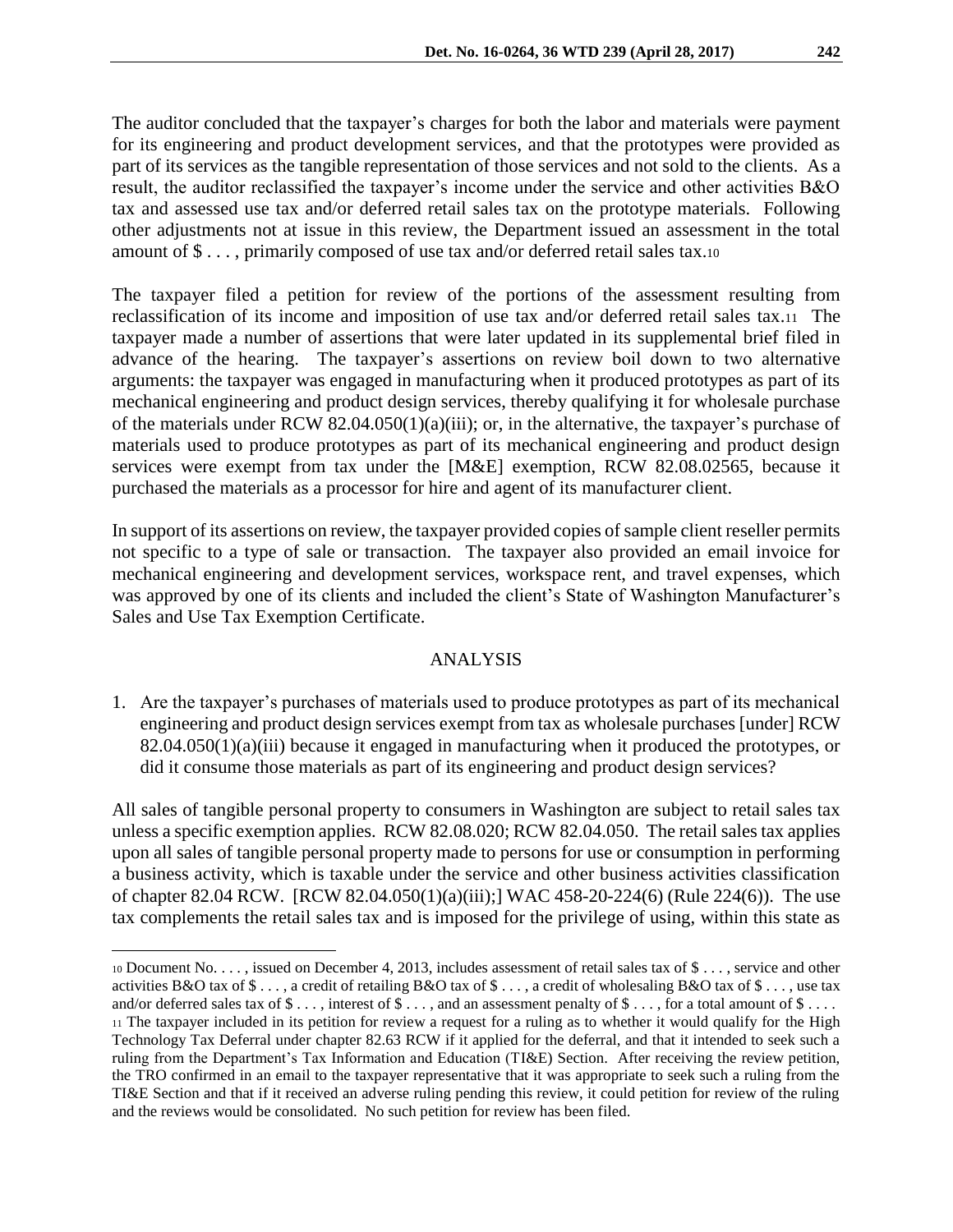The auditor concluded that the taxpayer's charges for both the labor and materials were payment for its engineering and product development services, and that the prototypes were provided as part of its services as the tangible representation of those services and not sold to the clients. As a result, the auditor reclassified the taxpayer's income under the service and other activities B&O tax and assessed use tax and/or deferred retail sales tax on the prototype materials. Following other adjustments not at issue in this review, the Department issued an assessment in the total amount of $ . . . , primarily composed of use tax and/or deferred retail sales tax.[10]

The taxpayer filed a petition for review of the portions of the assessment resulting from reclassification of its income and imposition of use tax and/or deferred retail sales tax.[11] The taxpayer made a number of assertions that were later updated in its supplemental brief filed in advance of the hearing. The taxpayer's assertions on review boil down to two alternative arguments: the taxpayer was engaged in manufacturing when it produced prototypes as part of its mechanical engineering and product design services, thereby qualifying it for wholesale purchase of the materials under RCW 82.04.050(1)(a)(iii); or, in the alternative, the taxpayer's purchase of materials used to produce prototypes as part of its mechanical engineering and product design services were exempt from tax under the [M&E] exemption, RCW 82.08.02565, because it purchased the materials as a processor for hire and agent of its manufacturer client.

In support of its assertions on review, the taxpayer provided copies of sample client reseller permits not specific to a type of sale or transaction. The taxpayer also provided an email invoice for mechanical engineering and development services, workspace rent, and travel expenses, which was approved by one of its clients and included the client's State of Washington Manufacturer's Sales and Use Tax Exemption Certificate.

## ANALYSIS

1. Are the taxpayer's purchases of materials used to produce prototypes as part of its mechanical engineering and product design services exempt from tax as wholesale purchases [under] RCW 82.04.050(1)(a)(iii) because it engaged in manufacturing when it produced the prototypes, or did it consume those materials as part of its engineering and product design services?

All sales of tangible personal property to consumers in Washington are subject to retail sales tax unless a specific exemption applies. RCW 82.08.020; RCW 82.04.050. The retail sales tax applies upon all sales of tangible personal property made to persons for use or consumption in performing a business activity, which is taxable under the service and other business activities classification of chapter 82.04 RCW. [RCW 82.04.050(1)(a)(iii);] WAC 458-20-224(6) (Rule 224(6)). The use tax complements the retail sales tax and is imposed for the privilege of using, within this state as

---

[10] Document No. . . . , issued on December 4, 2013, includes assessment of retail sales tax of $ . . . , service and other activities B&O tax of $ . . . , a credit of retailing B&O tax of $ . . . , a credit of wholesaling B&O tax of $ . . . , use tax and/or deferred sales tax of $ . . . , interest of $ . . . , and an assessment penalty of $ . . . , for a total amount of $ . . . .

[11] The taxpayer included in its petition for review a request for a ruling as to whether it would qualify for the High Technology Tax Deferral under chapter 82.63 RCW if it applied for the deferral, and that it intended to seek such a ruling from the Department's Tax Information and Education (TI&E) Section. After receiving the review petition, the TRO confirmed in an email to the taxpayer representative that it was appropriate to seek such a ruling from the TI&E Section and that if it received an adverse ruling pending this review, it could petition for review of the ruling and the reviews would be consolidated. No such petition for review has been filed.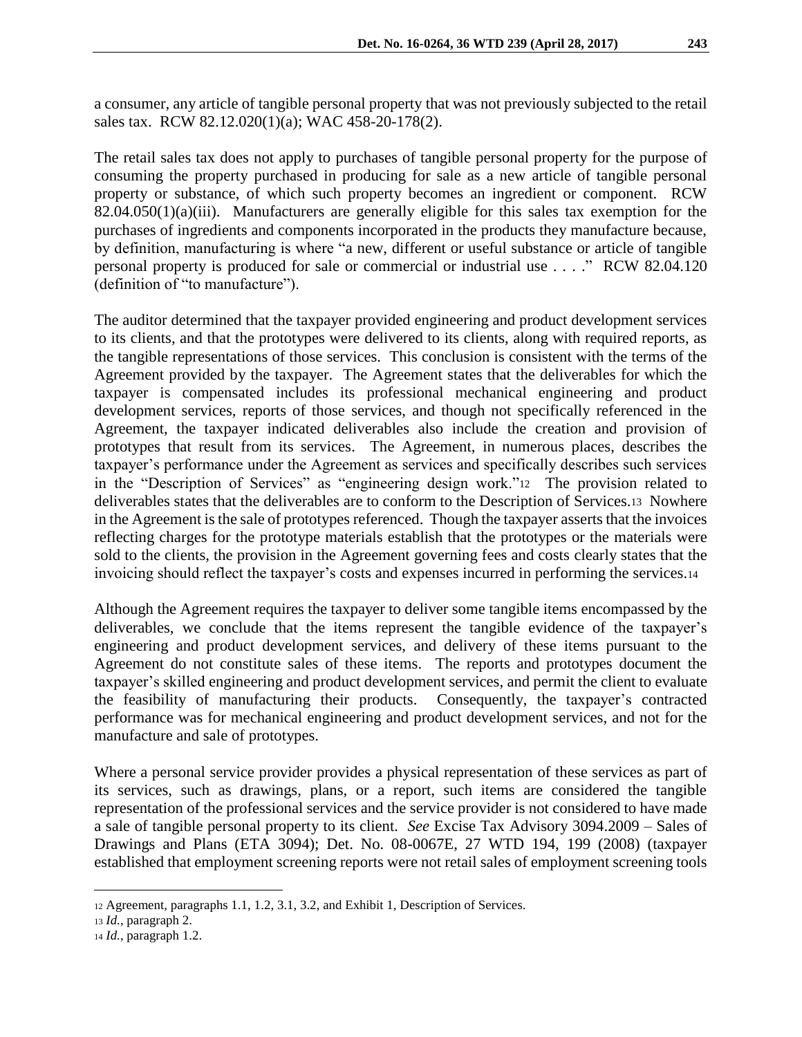a consumer, any article of tangible personal property that was not previously subjected to the retail sales tax. RCW 82.12.020(1)(a); WAC 458-20-178(2).

The retail sales tax does not apply to purchases of tangible personal property for the purpose of consuming the property purchased in producing for sale as a new article of tangible personal property or substance, of which such property becomes an ingredient or component. RCW 82.04.050(1)(a)(iii). Manufacturers are generally eligible for this sales tax exemption for the purchases of ingredients and components incorporated in the products they manufacture because, by definition, manufacturing is where "a new, different or useful substance or article of tangible personal property is produced for sale or commercial or industrial use . . . ." RCW 82.04.120 (definition of "to manufacture").

The auditor determined that the taxpayer provided engineering and product development services to its clients, and that the prototypes were delivered to its clients, along with required reports, as the tangible representations of those services. This conclusion is consistent with the terms of the Agreement provided by the taxpayer. The Agreement states that the deliverables for which the taxpayer is compensated includes its professional mechanical engineering and product development services, reports of those services, and though not specifically referenced in the Agreement, the taxpayer indicated deliverables also include the creation and provision of prototypes that result from its services. The Agreement, in numerous places, describes the taxpayer's performance under the Agreement as services and specifically describes such services in the "Description of Services" as "engineering design work."[12] The provision related to deliverables states that the deliverables are to conform to the Description of Services.[13] Nowhere in the Agreement is the sale of prototypes referenced. Though the taxpayer asserts that the invoices reflecting charges for the prototype materials establish that the prototypes or the materials were sold to the clients, the provision in the Agreement governing fees and costs clearly states that the invoicing should reflect the taxpayer's costs and expenses incurred in performing the services.[14]

Although the Agreement requires the taxpayer to deliver some tangible items encompassed by the deliverables, we conclude that the items represent the tangible evidence of the taxpayer's engineering and product development services, and delivery of these items pursuant to the Agreement do not constitute sales of these items. The reports and prototypes document the taxpayer's skilled engineering and product development services, and permit the client to evaluate the feasibility of manufacturing their products. Consequently, the taxpayer's contracted performance was for mechanical engineering and product development services, and not for the manufacture and sale of prototypes.

Where a personal service provider provides a physical representation of these services as part of its services, such as drawings, plans, or a report, such items are considered the tangible representation of the professional services and the service provider is not considered to have made a sale of tangible personal property to its client. *See* Excise Tax Advisory 3094.2009 – Sales of Drawings and Plans (ETA 3094); Det. No. 08-0067E, 27 WTD 194, 199 (2008) (taxpayer established that employment screening reports were not retail sales of employment screening tools

---

[12] Agreement, paragraphs 1.1, 1.2, 3.1, 3.2, and Exhibit 1, Description of Services.

[13] *Id.*, paragraph 2.

[14] *Id.*, paragraph 1.2.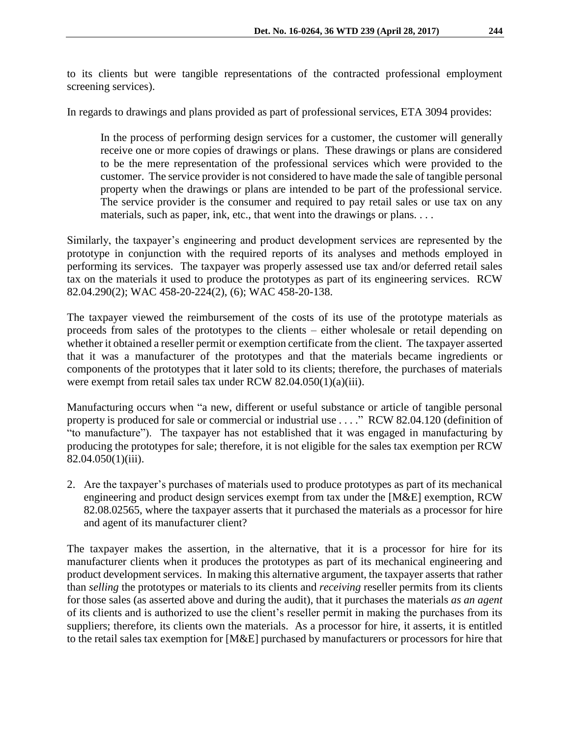to its clients but were tangible representations of the contracted professional employment screening services).

In regards to drawings and plans provided as part of professional services, ETA 3094 provides:

> In the process of performing design services for a customer, the customer will generally receive one or more copies of drawings or plans. These drawings or plans are considered to be the mere representation of the professional services which were provided to the customer. The service provider is not considered to have made the sale of tangible personal property when the drawings or plans are intended to be part of the professional service. The service provider is the consumer and required to pay retail sales or use tax on any materials, such as paper, ink, etc., that went into the drawings or plans. . . .

Similarly, the taxpayer's engineering and product development services are represented by the prototype in conjunction with the required reports of its analyses and methods employed in performing its services. The taxpayer was properly assessed use tax and/or deferred retail sales tax on the materials it used to produce the prototypes as part of its engineering services. RCW 82.04.290(2); WAC 458-20-224(2), (6); WAC 458-20-138.

The taxpayer viewed the reimbursement of the costs of its use of the prototype materials as proceeds from sales of the prototypes to the clients – either wholesale or retail depending on whether it obtained a reseller permit or exemption certificate from the client. The taxpayer asserted that it was a manufacturer of the prototypes and that the materials became ingredients or components of the prototypes that it later sold to its clients; therefore, the purchases of materials were exempt from retail sales tax under RCW 82.04.050(1)(a)(iii).

Manufacturing occurs when "a new, different or useful substance or article of tangible personal property is produced for sale or commercial or industrial use . . . ." RCW 82.04.120 (definition of "to manufacture"). The taxpayer has not established that it was engaged in manufacturing by producing the prototypes for sale; therefore, it is not eligible for the sales tax exemption per RCW 82.04.050(1)(iii).

2. Are the taxpayer's purchases of materials used to produce prototypes as part of its mechanical engineering and product design services exempt from tax under the [M&E] exemption, RCW 82.08.02565, where the taxpayer asserts that it purchased the materials as a processor for hire and agent of its manufacturer client?

The taxpayer makes the assertion, in the alternative, that it is a processor for hire for its manufacturer clients when it produces the prototypes as part of its mechanical engineering and product development services. In making this alternative argument, the taxpayer asserts that rather than *selling* the prototypes or materials to its clients and *receiving* reseller permits from its clients for those sales (as asserted above and during the audit), that it purchases the materials *as an agent* of its clients and is authorized to use the client's reseller permit in making the purchases from its suppliers; therefore, its clients own the materials. As a processor for hire, it asserts, it is entitled to the retail sales tax exemption for [M&E] purchased by manufacturers or processors for hire that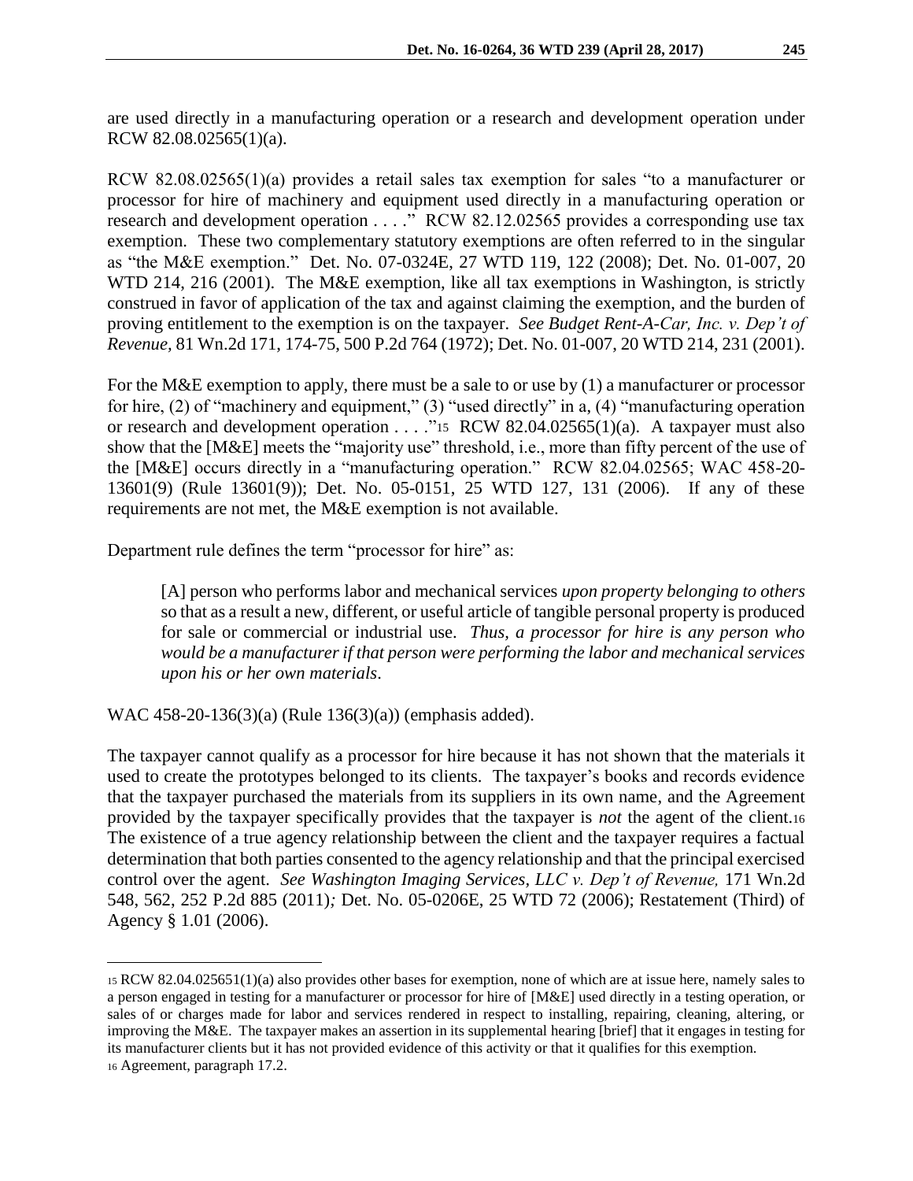are used directly in a manufacturing operation or a research and development operation under RCW 82.08.02565(1)(a).

RCW 82.08.02565(1)(a) provides a retail sales tax exemption for sales "to a manufacturer or processor for hire of machinery and equipment used directly in a manufacturing operation or research and development operation . . . ." RCW 82.12.02565 provides a corresponding use tax exemption. These two complementary statutory exemptions are often referred to in the singular as "the M&E exemption." Det. No. 07-0324E, 27 WTD 119, 122 (2008); Det. No. 01-007, 20 WTD 214, 216 (2001). The M&E exemption, like all tax exemptions in Washington, is strictly construed in favor of application of the tax and against claiming the exemption, and the burden of proving entitlement to the exemption is on the taxpayer. *See Budget Rent-A-Car, Inc. v. Dep't of Revenue,* 81 Wn.2d 171, 174-75, 500 P.2d 764 (1972); Det. No. 01-007, 20 WTD 214, 231 (2001).

For the M&E exemption to apply, there must be a sale to or use by (1) a manufacturer or processor for hire, (2) of "machinery and equipment," (3) "used directly" in a, (4) "manufacturing operation or research and development operation . . . ."[15] RCW 82.04.02565(1)(a). A taxpayer must also show that the [M&E] meets the "majority use" threshold, i.e., more than fifty percent of the use of the [M&E] occurs directly in a "manufacturing operation." RCW 82.04.02565; WAC 458-20-13601(9) (Rule 13601(9)); Det. No. 05-0151, 25 WTD 127, 131 (2006). If any of these requirements are not met, the M&E exemption is not available.

Department rule defines the term "processor for hire" as:

> [A] person who performs labor and mechanical services *upon property belonging to others* so that as a result a new, different, or useful article of tangible personal property is produced for sale or commercial or industrial use. *Thus, a processor for hire is any person who would be a manufacturer if that person were performing the labor and mechanical services upon his or her own materials*.

WAC 458-20-136(3)(a) (Rule 136(3)(a)) (emphasis added).

The taxpayer cannot qualify as a processor for hire because it has not shown that the materials it used to create the prototypes belonged to its clients. The taxpayer's books and records evidence that the taxpayer purchased the materials from its suppliers in its own name, and the Agreement provided by the taxpayer specifically provides that the taxpayer is *not* the agent of the client.[16] The existence of a true agency relationship between the client and the taxpayer requires a factual determination that both parties consented to the agency relationship and that the principal exercised control over the agent. *See Washington Imaging Services, LLC v. Dep't of Revenue,* 171 Wn.2d 548, 562, 252 P.2d 885 (2011)*;* Det. No. 05-0206E, 25 WTD 72 (2006); Restatement (Third) of Agency § 1.01 (2006).

---

[15] RCW 82.04.025651(1)(a) also provides other bases for exemption, none of which are at issue here, namely sales to a person engaged in testing for a manufacturer or processor for hire of [M&E] used directly in a testing operation, or sales of or charges made for labor and services rendered in respect to installing, repairing, cleaning, altering, or improving the M&E. The taxpayer makes an assertion in its supplemental hearing [brief] that it engages in testing for its manufacturer clients but it has not provided evidence of this activity or that it qualifies for this exemption.

[16] Agreement, paragraph 17.2.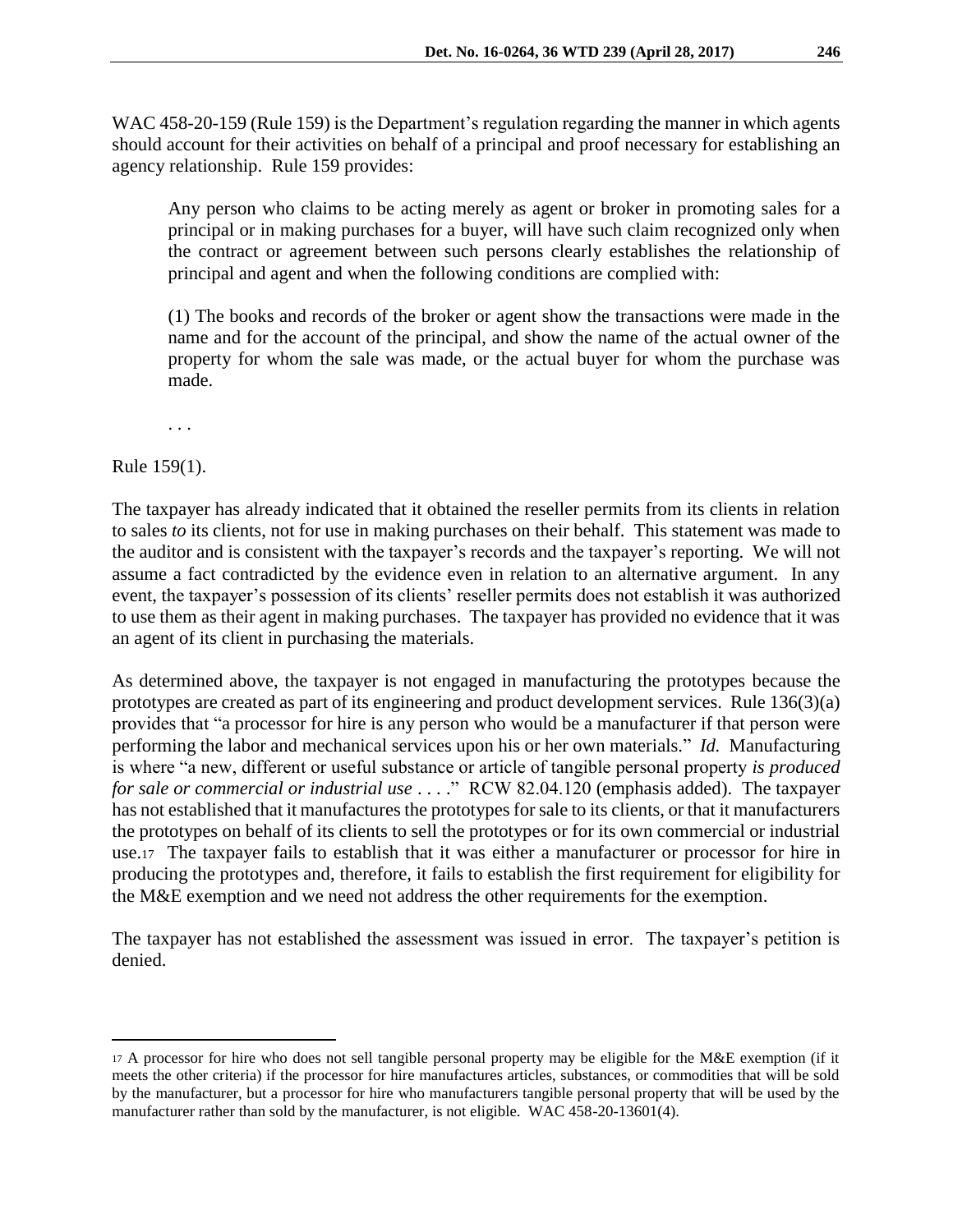WAC 458-20-159 (Rule 159) is the Department's regulation regarding the manner in which agents should account for their activities on behalf of a principal and proof necessary for establishing an agency relationship. Rule 159 provides:

> Any person who claims to be acting merely as agent or broker in promoting sales for a principal or in making purchases for a buyer, will have such claim recognized only when the contract or agreement between such persons clearly establishes the relationship of principal and agent and when the following conditions are complied with:
>
> (1) The books and records of the broker or agent show the transactions were made in the name and for the account of the principal, and show the name of the actual owner of the property for whom the sale was made, or the actual buyer for whom the purchase was made.
>
> . . .

Rule 159(1).

The taxpayer has already indicated that it obtained the reseller permits from its clients in relation to sales *to* its clients, not for use in making purchases on their behalf. This statement was made to the auditor and is consistent with the taxpayer's records and the taxpayer's reporting. We will not assume a fact contradicted by the evidence even in relation to an alternative argument. In any event, the taxpayer's possession of its clients' reseller permits does not establish it was authorized to use them as their agent in making purchases. The taxpayer has provided no evidence that it was an agent of its client in purchasing the materials.

As determined above, the taxpayer is not engaged in manufacturing the prototypes because the prototypes are created as part of its engineering and product development services. Rule 136(3)(a) provides that "a processor for hire is any person who would be a manufacturer if that person were performing the labor and mechanical services upon his or her own materials." *Id.* Manufacturing is where "a new, different or useful substance or article of tangible personal property *is produced for sale or commercial or industrial use* . . . ." RCW 82.04.120 (emphasis added). The taxpayer has not established that it manufactures the prototypes for sale to its clients, or that it manufacturers the prototypes on behalf of its clients to sell the prototypes or for its own commercial or industrial use.[17] The taxpayer fails to establish that it was either a manufacturer or processor for hire in producing the prototypes and, therefore, it fails to establish the first requirement for eligibility for the M&E exemption and we need not address the other requirements for the exemption.

The taxpayer has not established the assessment was issued in error. The taxpayer's petition is denied.

---

[17] A processor for hire who does not sell tangible personal property may be eligible for the M&E exemption (if it meets the other criteria) if the processor for hire manufactures articles, substances, or commodities that will be sold by the manufacturer, but a processor for hire who manufacturers tangible personal property that will be used by the manufacturer rather than sold by the manufacturer, is not eligible. WAC 458-20-13601(4).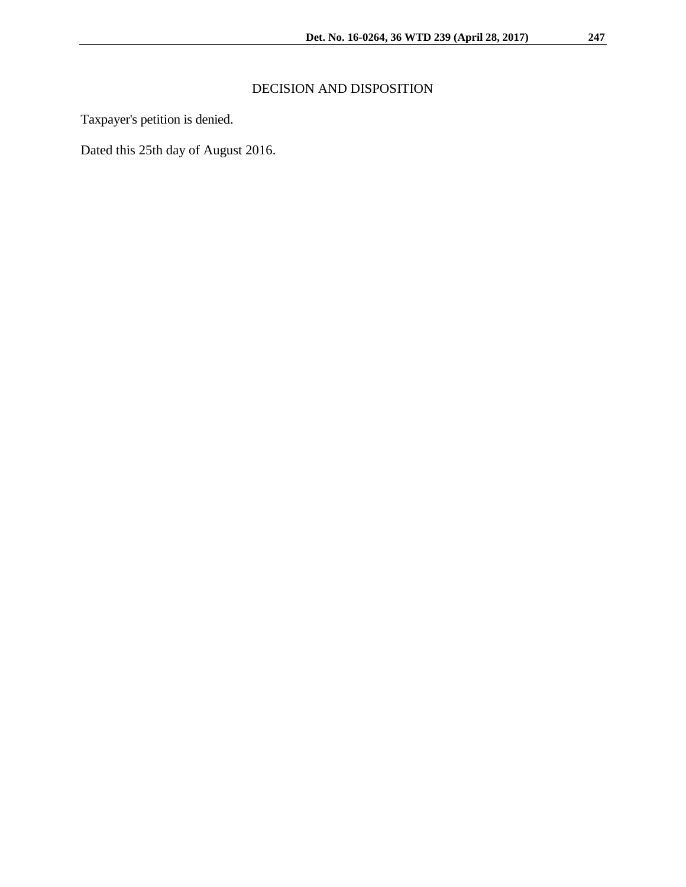## DECISION AND DISPOSITION

Taxpayer's petition is denied.

Dated this 25th day of August 2016.